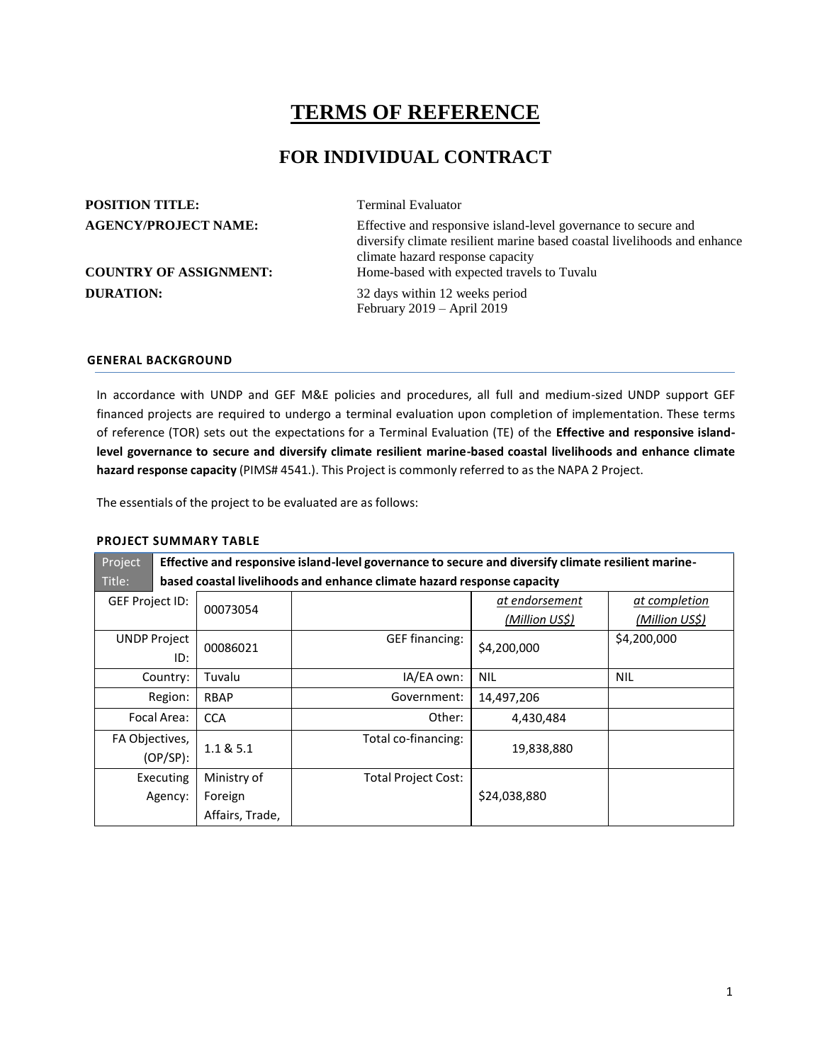# TERMS OF REFERENCE

## FOR INDIVIDUAL CONTRACT

**POSITION TITLE:** Terminal Evaluator

**AGENCY/PROJECT NAME:** Effective and responsive island-level governance to secure and diversify climate resilient marine based coastal livelihoods and enhance climate hazard response capacity

**COUNTRY OF ASSIGNMENT:** Home-based with expected travels to Tuvalu

**DURATION:** 32 days within 12 weeks period
February 2019 – April 2019

### GENERAL BACKGROUND

In accordance with UNDP and GEF M&E policies and procedures, all full and medium-sized UNDP support GEF financed projects are required to undergo a terminal evaluation upon completion of implementation. These terms of reference (TOR) sets out the expectations for a Terminal Evaluation (TE) of the **Effective and responsive island-level governance to secure and diversify climate resilient marine-based coastal livelihoods and enhance climate hazard response capacity** (PIMS# 4541.). This Project is commonly referred to as the NAPA 2 Project.

The essentials of the project to be evaluated are as follows:

### PROJECT SUMMARY TABLE

| Project Title: | **Effective and responsive island-level governance to secure and diversify climate resilient marine-based coastal livelihoods and enhance climate hazard response capacity** | | | |
|---|---|---|---|---|
| GEF Project ID: | 00073054 | | *at endorsement (Million US$)* | *at completion (Million US$)* |
| UNDP Project ID: | 00086021 | GEF financing: | $4,200,000 | $4,200,000 |
| Country: | Tuvalu | IA/EA own: | NIL | NIL |
| Region: | RBAP | Government: | 14,497,206 | |
| Focal Area: | CCA | Other: | 4,430,484 | |
| FA Objectives, (OP/SP): | 1.1 & 5.1 | Total co-financing: | 19,838,880 | |
| Executing Agency: | Ministry of Foreign Affairs, Trade, | Total Project Cost: | $24,038,880 | |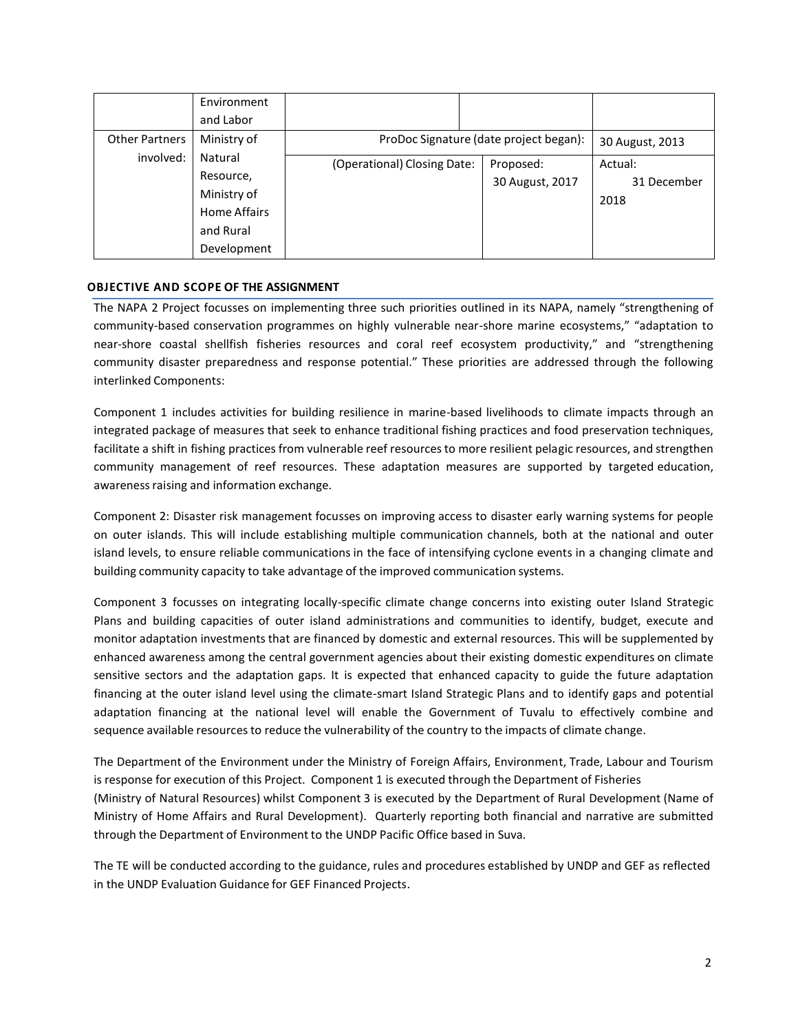| | Environment and Labor | | | |
|---|---|---|---|---|
| Other Partners involved: | Ministry of Natural Resource, Ministry of Home Affairs and Rural Development | ProDoc Signature (date project began): | | 30 August, 2013 |
| | | (Operational) Closing Date: | Proposed: 30 August, 2017 | Actual: 31 December 2018 |

## OBJECTIVE AND SCOPE OF THE ASSIGNMENT

The NAPA 2 Project focusses on implementing three such priorities outlined in its NAPA, namely "strengthening of community-based conservation programmes on highly vulnerable near-shore marine ecosystems," "adaptation to near-shore coastal shellfish fisheries resources and coral reef ecosystem productivity," and "strengthening community disaster preparedness and response potential." These priorities are addressed through the following interlinked Components:

Component 1 includes activities for building resilience in marine-based livelihoods to climate impacts through an integrated package of measures that seek to enhance traditional fishing practices and food preservation techniques, facilitate a shift in fishing practices from vulnerable reef resources to more resilient pelagic resources, and strengthen community management of reef resources. These adaptation measures are supported by targeted education, awareness raising and information exchange.

Component 2: Disaster risk management focusses on improving access to disaster early warning systems for people on outer islands. This will include establishing multiple communication channels, both at the national and outer island levels, to ensure reliable communications in the face of intensifying cyclone events in a changing climate and building community capacity to take advantage of the improved communication systems.

Component 3 focusses on integrating locally-specific climate change concerns into existing outer Island Strategic Plans and building capacities of outer island administrations and communities to identify, budget, execute and monitor adaptation investments that are financed by domestic and external resources. This will be supplemented by enhanced awareness among the central government agencies about their existing domestic expenditures on climate sensitive sectors and the adaptation gaps. It is expected that enhanced capacity to guide the future adaptation financing at the outer island level using the climate-smart Island Strategic Plans and to identify gaps and potential adaptation financing at the national level will enable the Government of Tuvalu to effectively combine and sequence available resources to reduce the vulnerability of the country to the impacts of climate change.

The Department of the Environment under the Ministry of Foreign Affairs, Environment, Trade, Labour and Tourism is response for execution of this Project. Component 1 is executed through the Department of Fisheries (Ministry of Natural Resources) whilst Component 3 is executed by the Department of Rural Development (Name of Ministry of Home Affairs and Rural Development). Quarterly reporting both financial and narrative are submitted through the Department of Environment to the UNDP Pacific Office based in Suva.

The TE will be conducted according to the guidance, rules and procedures established by UNDP and GEF as reflected in the UNDP Evaluation Guidance for GEF Financed Projects.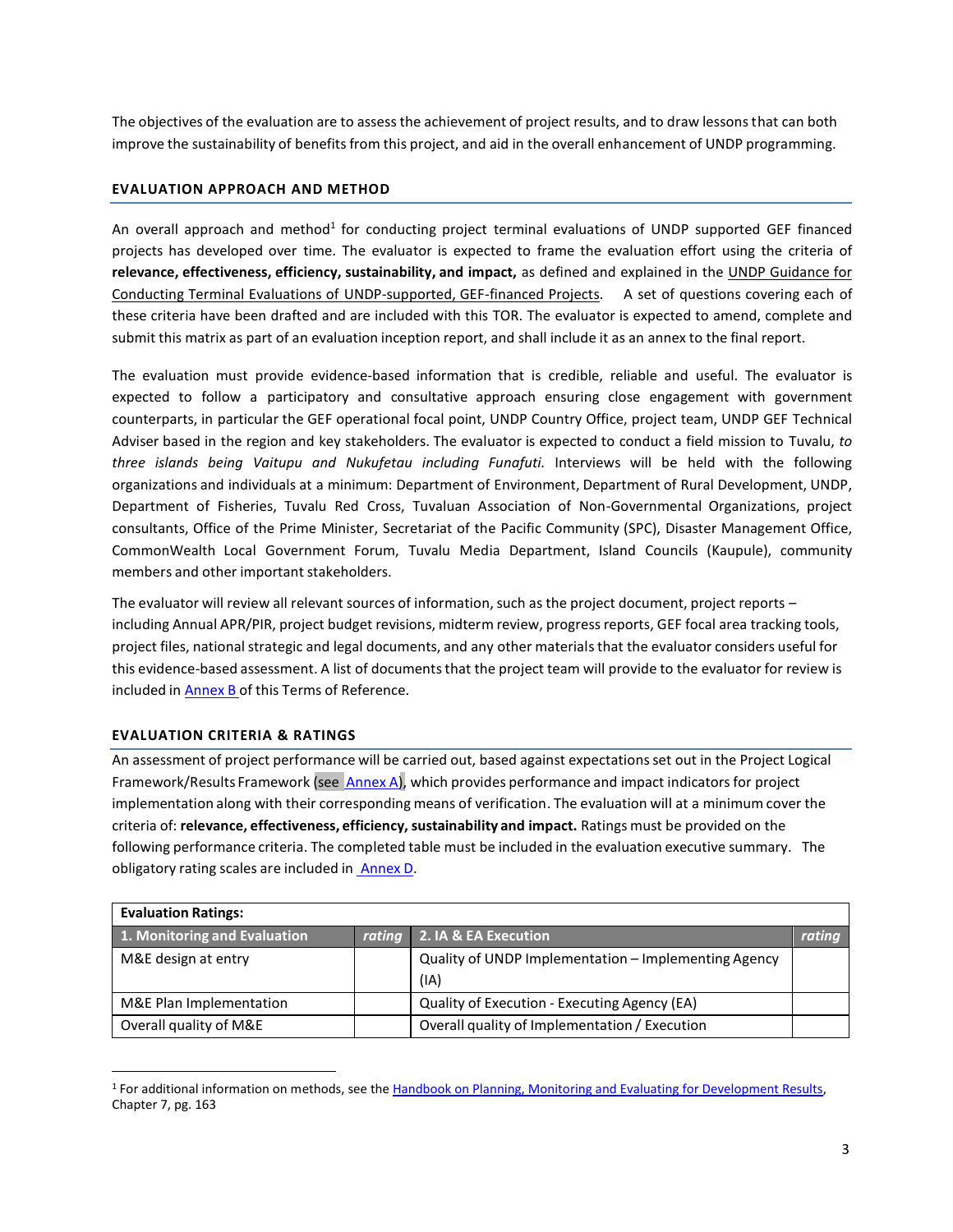The objectives of the evaluation are to assess the achievement of project results, and to draw lessons that can both improve the sustainability of benefits from this project, and aid in the overall enhancement of UNDP programming.

## EVALUATION APPROACH AND METHOD

An overall approach and method[1] for conducting project terminal evaluations of UNDP supported GEF financed projects has developed over time. The evaluator is expected to frame the evaluation effort using the criteria of **relevance, effectiveness, efficiency, sustainability, and impact,** as defined and explained in the UNDP Guidance for Conducting Terminal Evaluations of UNDP-supported, GEF-financed Projects. A set of questions covering each of these criteria have been drafted and are included with this TOR. The evaluator is expected to amend, complete and submit this matrix as part of an evaluation inception report, and shall include it as an annex to the final report.

The evaluation must provide evidence-based information that is credible, reliable and useful. The evaluator is expected to follow a participatory and consultative approach ensuring close engagement with government counterparts, in particular the GEF operational focal point, UNDP Country Office, project team, UNDP GEF Technical Adviser based in the region and key stakeholders. The evaluator is expected to conduct a field mission to Tuvalu, *to three islands being Vaitupu and Nukufetau including Funafuti.* Interviews will be held with the following organizations and individuals at a minimum: Department of Environment, Department of Rural Development, UNDP, Department of Fisheries, Tuvalu Red Cross, Tuvaluan Association of Non-Governmental Organizations, project consultants, Office of the Prime Minister, Secretariat of the Pacific Community (SPC), Disaster Management Office, CommonWealth Local Government Forum, Tuvalu Media Department, Island Councils (Kaupule), community members and other important stakeholders.

The evaluator will review all relevant sources of information, such as the project document, project reports – including Annual APR/PIR, project budget revisions, midterm review, progress reports, GEF focal area tracking tools, project files, national strategic and legal documents, and any other materials that the evaluator considers useful for this evidence-based assessment. A list of documents that the project team will provide to the evaluator for review is included in Annex B of this Terms of Reference.

## EVALUATION CRITERIA & RATINGS

An assessment of project performance will be carried out, based against expectations set out in the Project Logical Framework/Results Framework (see Annex A), which provides performance and impact indicators for project implementation along with their corresponding means of verification. The evaluation will at a minimum cover the criteria of: **relevance, effectiveness, efficiency, sustainability and impact.** Ratings must be provided on the following performance criteria. The completed table must be included in the evaluation executive summary. The obligatory rating scales are included in Annex D.

| **Evaluation Ratings:** | | | |
|---|---|---|---|
| **1. Monitoring and Evaluation** | ***rating*** | **2. IA & EA Execution** | ***rating*** |
| M&E design at entry | | Quality of UNDP Implementation – Implementing Agency (IA) | |
| M&E Plan Implementation | | Quality of Execution - Executing Agency (EA) | |
| Overall quality of M&E | | Overall quality of Implementation / Execution | |

[1] For additional information on methods, see the Handbook on Planning, Monitoring and Evaluating for Development Results, Chapter 7, pg. 163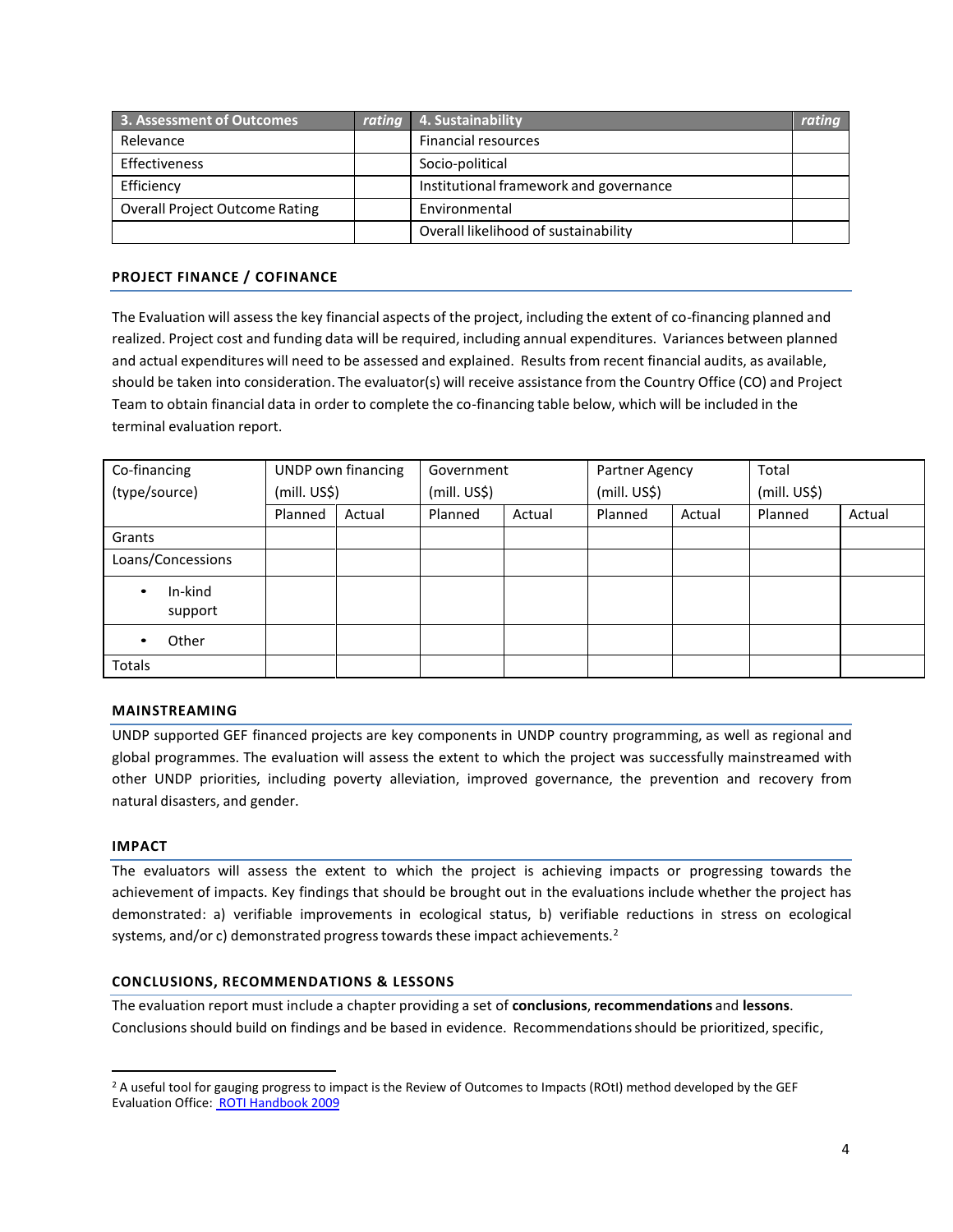| 3. Assessment of Outcomes | rating | 4. Sustainability | rating |
|---|---|---|---|
| Relevance | | Financial resources | |
| Effectiveness | | Socio-political | |
| Efficiency | | Institutional framework and governance | |
| Overall Project Outcome Rating | | Environmental | |
| | | Overall likelihood of sustainability | |

### PROJECT FINANCE / COFINANCE

The Evaluation will assess the key financial aspects of the project, including the extent of co-financing planned and realized. Project cost and funding data will be required, including annual expenditures. Variances between planned and actual expenditures will need to be assessed and explained. Results from recent financial audits, as available, should be taken into consideration. The evaluator(s) will receive assistance from the Country Office (CO) and Project Team to obtain financial data in order to complete the co-financing table below, which will be included in the terminal evaluation report.

| Co-financing (type/source) | UNDP own financing (mill. US$) | | Government (mill. US$) | | Partner Agency (mill. US$) | | Total (mill. US$) | |
|---|---|---|---|---|---|---|---|---|
| | Planned | Actual | Planned | Actual | Planned | Actual | Planned | Actual |
| Grants | | | | | | | | |
| Loans/Concessions | | | | | | | | |
| • In-kind support | | | | | | | | |
| • Other | | | | | | | | |
| Totals | | | | | | | | |

### MAINSTREAMING

UNDP supported GEF financed projects are key components in UNDP country programming, as well as regional and global programmes. The evaluation will assess the extent to which the project was successfully mainstreamed with other UNDP priorities, including poverty alleviation, improved governance, the prevention and recovery from natural disasters, and gender.

### IMPACT

The evaluators will assess the extent to which the project is achieving impacts or progressing towards the achievement of impacts. Key findings that should be brought out in the evaluations include whether the project has demonstrated: a) verifiable improvements in ecological status, b) verifiable reductions in stress on ecological systems, and/or c) demonstrated progress towards these impact achievements.[2]

### CONCLUSIONS, RECOMMENDATIONS & LESSONS

The evaluation report must include a chapter providing a set of **conclusions**, **recommendations** and **lessons**. Conclusions should build on findings and be based in evidence. Recommendations should be prioritized, specific,

[2] A useful tool for gauging progress to impact is the Review of Outcomes to Impacts (ROtI) method developed by the GEF Evaluation Office: ROTI Handbook 2009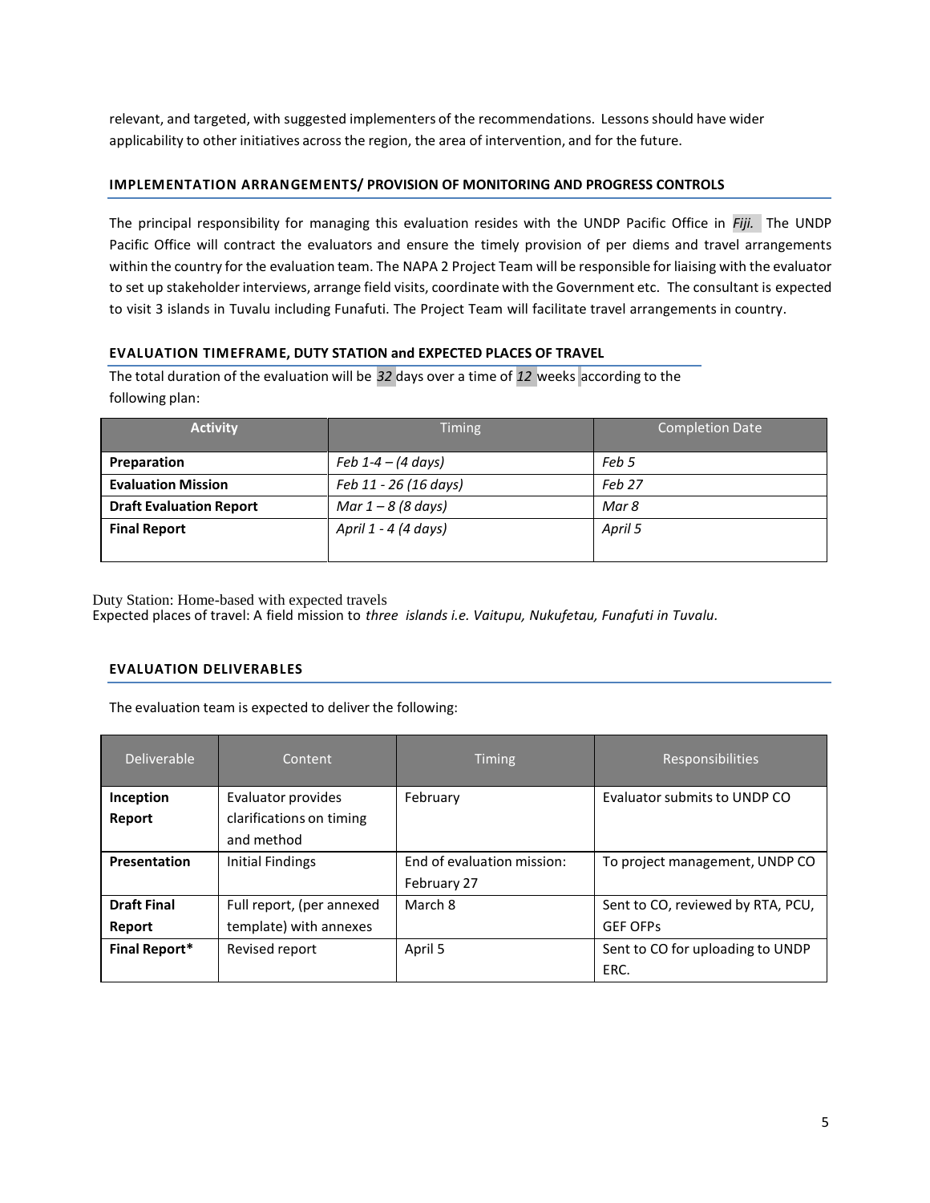relevant, and targeted, with suggested implementers of the recommendations. Lessons should have wider applicability to other initiatives across the region, the area of intervention, and for the future.

### IMPLEMENTATION ARRANGEMENTS/ PROVISION OF MONITORING AND PROGRESS CONTROLS

The principal responsibility for managing this evaluation resides with the UNDP Pacific Office in *Fiji.* The UNDP Pacific Office will contract the evaluators and ensure the timely provision of per diems and travel arrangements within the country for the evaluation team. The NAPA 2 Project Team will be responsible for liaising with the evaluator to set up stakeholder interviews, arrange field visits, coordinate with the Government etc. The consultant is expected to visit 3 islands in Tuvalu including Funafuti. The Project Team will facilitate travel arrangements in country.

### EVALUATION TIMEFRAME, DUTY STATION and EXPECTED PLACES OF TRAVEL

The total duration of the evaluation will be *32* days over a time of *12* weeks according to the following plan:

| Activity | Timing | Completion Date |
| --- | --- | --- |
| **Preparation** | *Feb 1-4 – (4 days)* | *Feb 5* |
| **Evaluation Mission** | *Feb 11 - 26 (16 days)* | *Feb 27* |
| **Draft Evaluation Report** | *Mar 1 – 8 (8 days)* | *Mar 8* |
| **Final Report** | *April 1 - 4 (4 days)* | *April 5* |

Duty Station: Home-based with expected travels
Expected places of travel: A field mission to *three islands i.e. Vaitupu, Nukufetau, Funafuti in Tuvalu.*

### EVALUATION DELIVERABLES

The evaluation team is expected to deliver the following:

| Deliverable | Content | Timing | Responsibilities |
| --- | --- | --- | --- |
| **Inception Report** | Evaluator provides clarifications on timing and method | February | Evaluator submits to UNDP CO |
| **Presentation** | Initial Findings | End of evaluation mission: February 27 | To project management, UNDP CO |
| **Draft Final Report** | Full report, (per annexed template) with annexes | March 8 | Sent to CO, reviewed by RTA, PCU, GEF OFPs |
| **Final Report*** | Revised report | April 5 | Sent to CO for uploading to UNDP ERC. |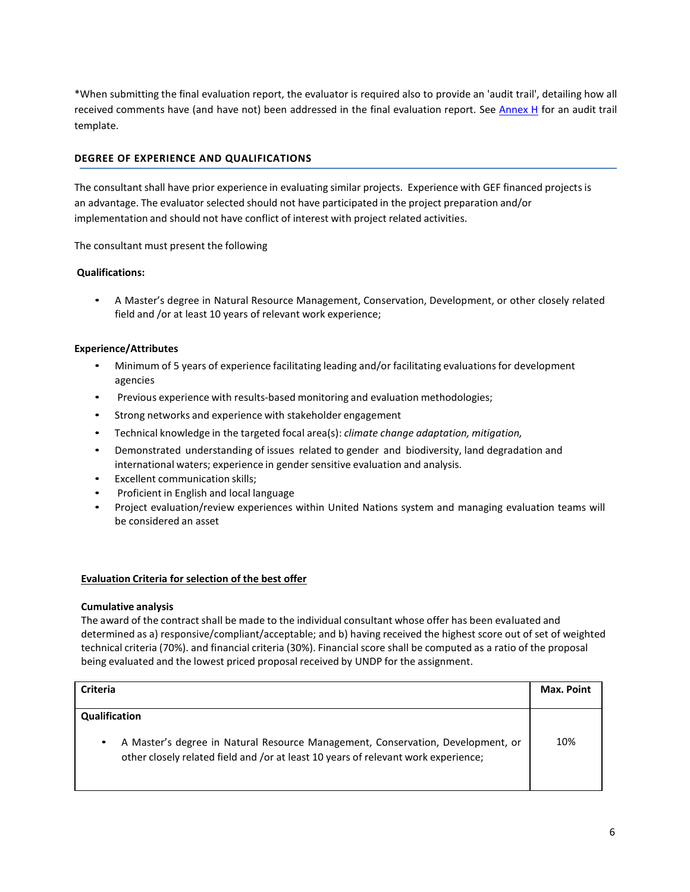*When submitting the final evaluation report, the evaluator is required also to provide an 'audit trail', detailing how all received comments have (and have not) been addressed in the final evaluation report. See Annex H for an audit trail template.

## DEGREE OF EXPERIENCE AND QUALIFICATIONS

The consultant shall have prior experience in evaluating similar projects. Experience with GEF financed projects is an advantage. The evaluator selected should not have participated in the project preparation and/or implementation and should not have conflict of interest with project related activities.

The consultant must present the following

**Qualifications:**

- A Master's degree in Natural Resource Management, Conservation, Development, or other closely related field and /or at least 10 years of relevant work experience;

**Experience/Attributes**

- Minimum of 5 years of experience facilitating leading and/or facilitating evaluations for development agencies
- Previous experience with results-based monitoring and evaluation methodologies;
- Strong networks and experience with stakeholder engagement
- Technical knowledge in the targeted focal area(s): *climate change adaptation, mitigation,*
- Demonstrated understanding of issues related to gender and biodiversity, land degradation and international waters; experience in gender sensitive evaluation and analysis.
- Excellent communication skills;
- Proficient in English and local language
- Project evaluation/review experiences within United Nations system and managing evaluation teams will be considered an asset

**Evaluation Criteria for selection of the best offer**

**Cumulative analysis**

The award of the contract shall be made to the individual consultant whose offer has been evaluated and determined as a) responsive/compliant/acceptable; and b) having received the highest score out of set of weighted technical criteria (70%). and financial criteria (30%). Financial score shall be computed as a ratio of the proposal being evaluated and the lowest priced proposal received by UNDP for the assignment.

| Criteria | Max. Point |
|---|---|
| **Qualification** | |
| • A Master's degree in Natural Resource Management, Conservation, Development, or other closely related field and /or at least 10 years of relevant work experience; | 10% |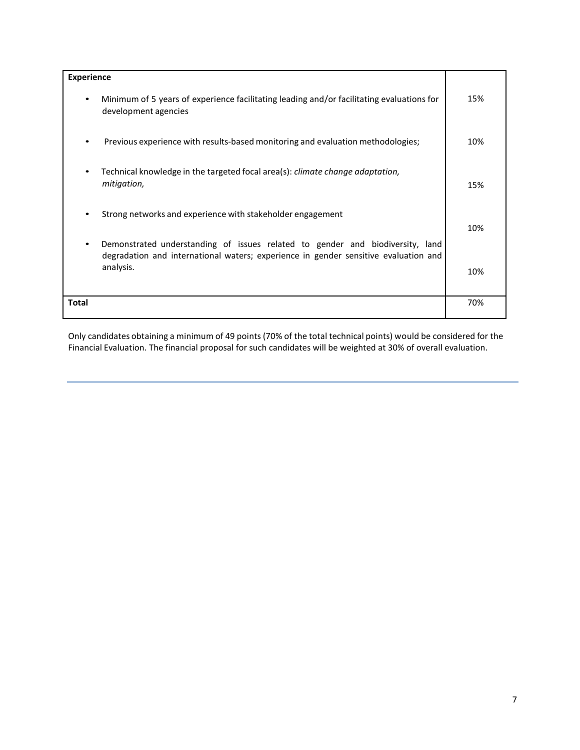| **Experience** | |
|---|---|
| • Minimum of 5 years of experience facilitating leading and/or facilitating evaluations for development agencies | 15% |
| • Previous experience with results-based monitoring and evaluation methodologies; | 10% |
| • Technical knowledge in the targeted focal area(s): *climate change adaptation, mitigation,* | 15% |
| • Strong networks and experience with stakeholder engagement | 10% |
| • Demonstrated understanding of issues related to gender and biodiversity, land degradation and international waters; experience in gender sensitive evaluation and analysis. | 10% |
| **Total** | 70% |

Only candidates obtaining a minimum of 49 points (70% of the total technical points) would be considered for the Financial Evaluation. The financial proposal for such candidates will be weighted at 30% of overall evaluation.

---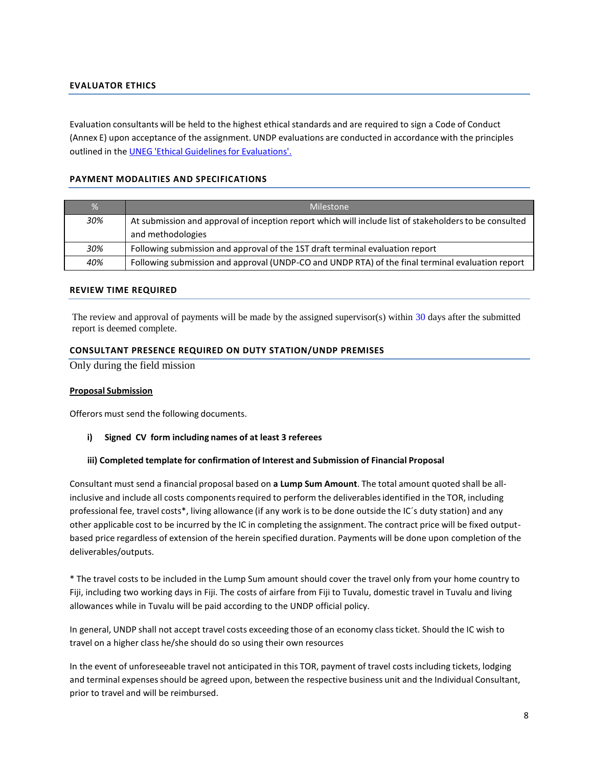## EVALUATOR ETHICS

Evaluation consultants will be held to the highest ethical standards and are required to sign a Code of Conduct (Annex E) upon acceptance of the assignment. UNDP evaluations are conducted in accordance with the principles outlined in the [UNEG 'Ethical Guidelines for Evaluations'.]()

## PAYMENT MODALITIES AND SPECIFICATIONS

| % | Milestone |
|---|---|
| *30%* | At submission and approval of inception report which will include list of stakeholders to be consulted and methodologies |
| *30%* | Following submission and approval of the 1ST draft terminal evaluation report |
| *40%* | Following submission and approval (UNDP-CO and UNDP RTA) of the final terminal evaluation report |

## REVIEW TIME REQUIRED

The review and approval of payments will be made by the assigned supervisor(s) within 30 days after the submitted report is deemed complete.

## CONSULTANT PRESENCE REQUIRED ON DUTY STATION/UNDP PREMISES

Only during the field mission

**Proposal Submission**

Offerors must send the following documents.

**i) Signed CV form including names of at least 3 referees**

**iii) Completed template for confirmation of Interest and Submission of Financial Proposal**

Consultant must send a financial proposal based on **a Lump Sum Amount**. The total amount quoted shall be all-inclusive and include all costs components required to perform the deliverables identified in the TOR, including professional fee, travel costs*, living allowance (if any work is to be done outside the IC´s duty station) and any other applicable cost to be incurred by the IC in completing the assignment. The contract price will be fixed output-based price regardless of extension of the herein specified duration. Payments will be done upon completion of the deliverables/outputs.

* The travel costs to be included in the Lump Sum amount should cover the travel only from your home country to Fiji, including two working days in Fiji. The costs of airfare from Fiji to Tuvalu, domestic travel in Tuvalu and living allowances while in Tuvalu will be paid according to the UNDP official policy.

In general, UNDP shall not accept travel costs exceeding those of an economy class ticket. Should the IC wish to travel on a higher class he/she should do so using their own resources

In the event of unforeseeable travel not anticipated in this TOR, payment of travel costs including tickets, lodging and terminal expenses should be agreed upon, between the respective business unit and the Individual Consultant, prior to travel and will be reimbursed.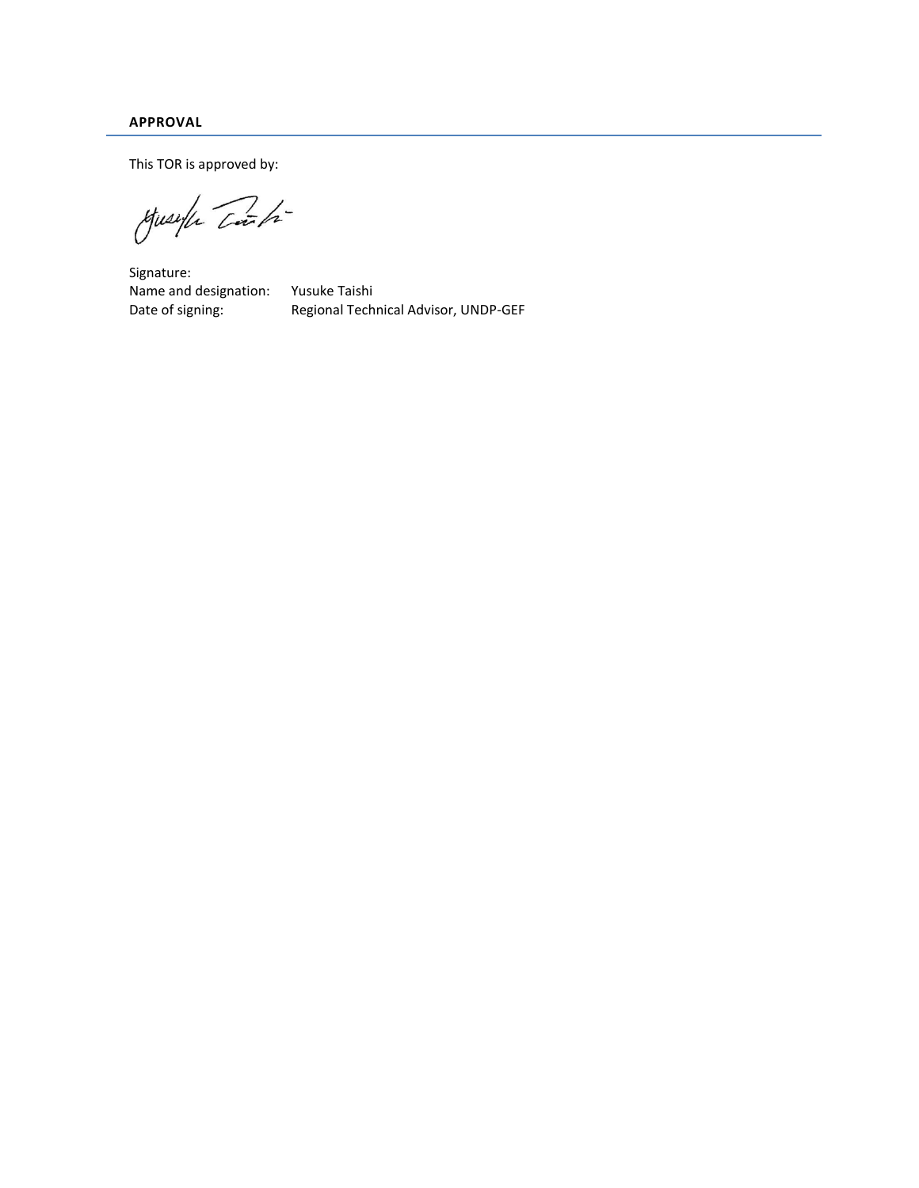**APPROVAL**

This TOR is approved by:

Signature:
Name and designation: Yusuke Taishi
Date of signing: Regional Technical Advisor, UNDP-GEF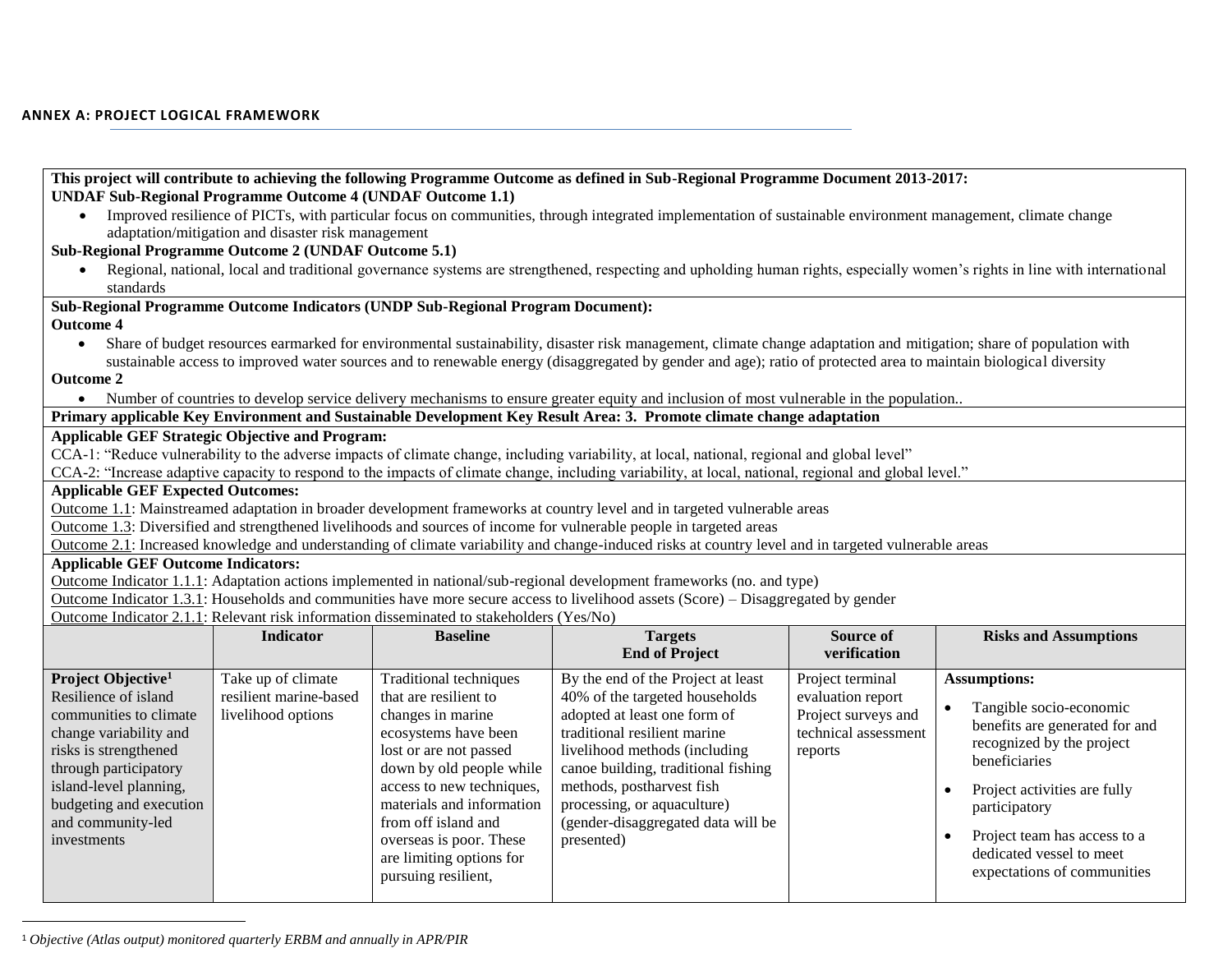## ANNEX A: PROJECT LOGICAL FRAMEWORK

**This project will contribute to achieving the following Programme Outcome as defined in Sub-Regional Programme Document 2013-2017:**

**UNDAF Sub-Regional Programme Outcome 4 (UNDAF Outcome 1.1)**

- Improved resilience of PICTs, with particular focus on communities, through integrated implementation of sustainable environment management, climate change adaptation/mitigation and disaster risk management

**Sub-Regional Programme Outcome 2 (UNDAF Outcome 5.1)**

- Regional, national, local and traditional governance systems are strengthened, respecting and upholding human rights, especially women's rights in line with international standards

**Sub-Regional Programme Outcome Indicators (UNDP Sub-Regional Program Document):**

**Outcome 4**

- Share of budget resources earmarked for environmental sustainability, disaster risk management, climate change adaptation and mitigation; share of population with sustainable access to improved water sources and to renewable energy (disaggregated by gender and age); ratio of protected area to maintain biological diversity

**Outcome 2**

- Number of countries to develop service delivery mechanisms to ensure greater equity and inclusion of most vulnerable in the population..

**Primary applicable Key Environment and Sustainable Development Key Result Area: 3. Promote climate change adaptation**

**Applicable GEF Strategic Objective and Program:**

CCA-1: "Reduce vulnerability to the adverse impacts of climate change, including variability, at local, national, regional and global level"

CCA-2: "Increase adaptive capacity to respond to the impacts of climate change, including variability, at local, national, regional and global level."

**Applicable GEF Expected Outcomes:**

Outcome 1.1: Mainstreamed adaptation in broader development frameworks at country level and in targeted vulnerable areas

Outcome 1.3: Diversified and strengthened livelihoods and sources of income for vulnerable people in targeted areas

Outcome 2.1: Increased knowledge and understanding of climate variability and change-induced risks at country level and in targeted vulnerable areas

**Applicable GEF Outcome Indicators:**

Outcome Indicator 1.1.1: Adaptation actions implemented in national/sub-regional development frameworks (no. and type)

Outcome Indicator 1.3.1: Households and communities have more secure access to livelihood assets (Score) – Disaggregated by gender

Outcome Indicator 2.1.1: Relevant risk information disseminated to stakeholders (Yes/No)

| | Indicator | Baseline | Targets End of Project | Source of verification | Risks and Assumptions |
|---|---|---|---|---|---|
| **Project Objective**[1] Resilience of island communities to climate change variability and risks is strengthened through participatory island-level planning, budgeting and execution and community-led investments | Take up of climate resilient marine-based livelihood options | Traditional techniques that are resilient to changes in marine ecosystems have been lost or are not passed down by old people while access to new techniques, materials and information from off island and overseas is poor. These are limiting options for pursuing resilient, | By the end of the Project at least 40% of the targeted households adopted at least one form of traditional resilient marine livelihood methods (including canoe building, traditional fishing methods, postharvest fish processing, or aquaculture) (gender-disaggregated data will be presented) | Project terminal evaluation report<br>Project surveys and technical assessment reports | **Assumptions:**<br>• Tangible socio-economic benefits are generated for and recognized by the project beneficiaries<br>• Project activities are fully participatory<br>• Project team has access to a dedicated vessel to meet expectations of communities |

[1] *Objective (Atlas output) monitored quarterly ERBM and annually in APR/PIR*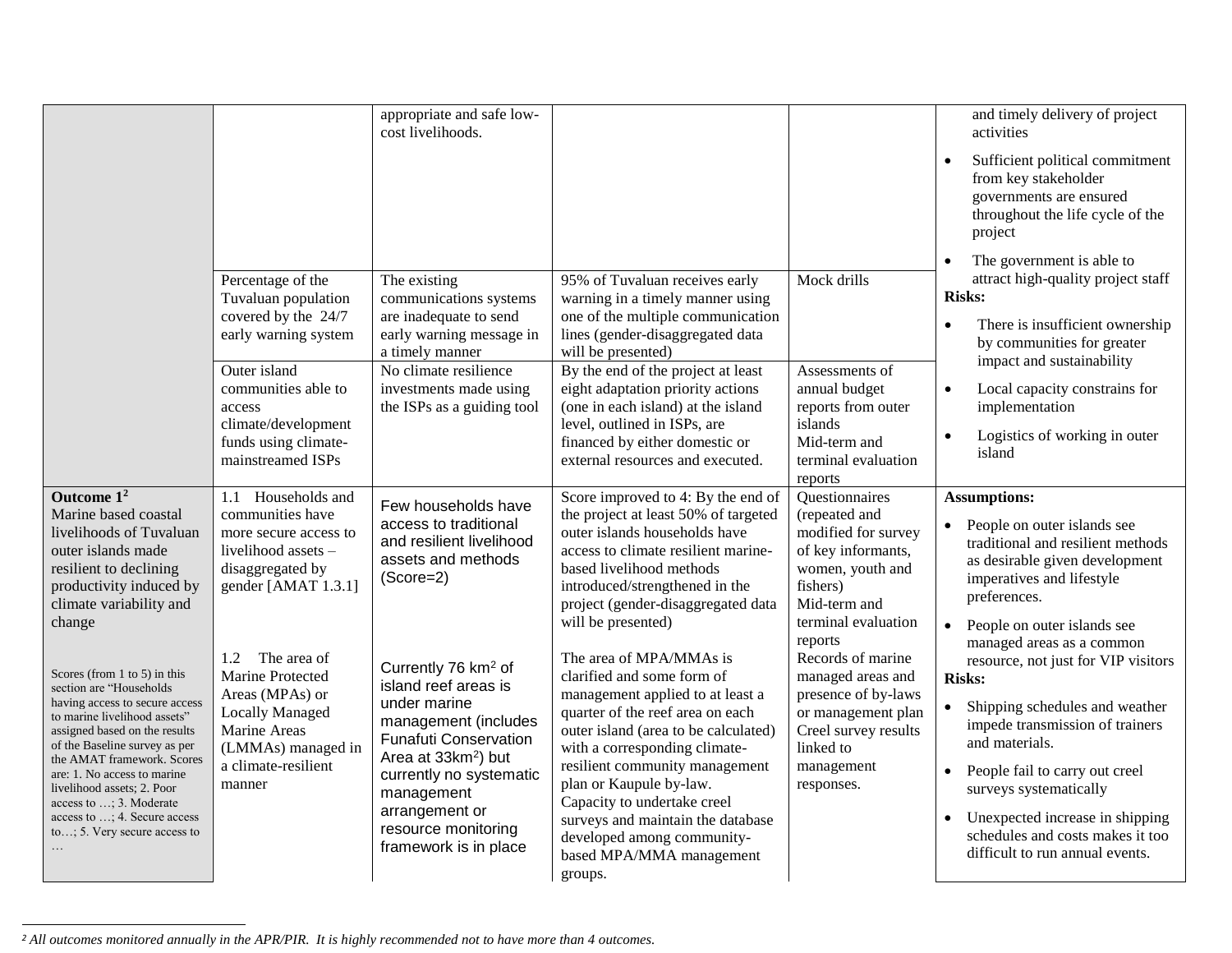| | | | | | |
|---|---|---|---|---|---|
| | | appropriate and safe low-cost livelihoods. | | | and timely delivery of project activities<br>• Sufficient political commitment from key stakeholder governments are ensured throughout the life cycle of the project<br>• The government is able to attract high-quality project staff<br>**Risks:**<br>• There is insufficient ownership by communities for greater impact and sustainability<br>• Local capacity constrains for implementation<br>• Logistics of working in outer island |
| | Percentage of the Tuvaluan population covered by the 24/7 early warning system | The existing communications systems are inadequate to send early warning message in a timely manner | 95% of Tuvaluan receives early warning in a timely manner using one of the multiple communication lines (gender-disaggregated data will be presented) | Mock drills | |
| | Outer island communities able to access climate/development funds using climate-mainstreamed ISPs | No climate resilience investments made using the ISPs as a guiding tool | By the end of the project at least eight adaptation priority actions (one in each island) at the island level, outlined in ISPs, are financed by either domestic or external resources and executed. | Assessments of annual budget reports from outer islands<br>Mid-term and terminal evaluation reports | |
| **Outcome 1**[2]<br>Marine based coastal livelihoods of Tuvaluan outer islands made resilient to declining productivity induced by climate variability and change<br><br>Scores (from 1 to 5) in this section are "Households having access to secure access to marine livelihood assets" assigned based on the results of the Baseline survey as per the AMAT framework. Scores are: 1. No access to marine livelihood assets; 2. Poor access to …; 3. Moderate access to …; 4. Secure access to…; 5. Very secure access to … | 1.1 Households and communities have more secure access to livelihood assets – disaggregated by gender [AMAT 1.3.1]<br><br>1.2 The area of Marine Protected Areas (MPAs) or Locally Managed Marine Areas (LMMAs) managed in a climate-resilient manner | Few households have access to traditional and resilient livelihood assets and methods (Score=2)<br><br>Currently 76 km$^2$ of island reef areas is under marine management (includes Funafuti Conservation Area at 33km$^2$) but currently no systematic management arrangement or resource monitoring framework is in place | Score improved to 4: By the end of the project at least 50% of targeted outer islands households have access to climate resilient marine-based livelihood methods introduced/strengthened in the project (gender-disaggregated data will be presented)<br><br>The area of MPA/MMAs is clarified and some form of management applied to at least a quarter of the reef area on each outer island (area to be calculated) with a corresponding climate-resilient community management plan or Kaupule by-law.<br>Capacity to undertake creel surveys and maintain the database developed among community-based MPA/MMA management groups. | Questionnaires (repeated and modified for survey of key informants, women, youth and fishers)<br>Mid-term and terminal evaluation reports<br>Records of marine managed areas and presence of by-laws or management plan<br>Creel survey results linked to management responses. | **Assumptions:**<br>• People on outer islands see traditional and resilient methods as desirable given development imperatives and lifestyle preferences.<br>• People on outer islands see managed areas as a common resource, not just for VIP visitors<br>**Risks:**<br>• Shipping schedules and weather impede transmission of trainers and materials.<br>• People fail to carry out creel surveys systematically<br>• Unexpected increase in shipping schedules and costs makes it too difficult to run annual events. |

[2] *All outcomes monitored annually in the APR/PIR. It is highly recommended not to have more than 4 outcomes.*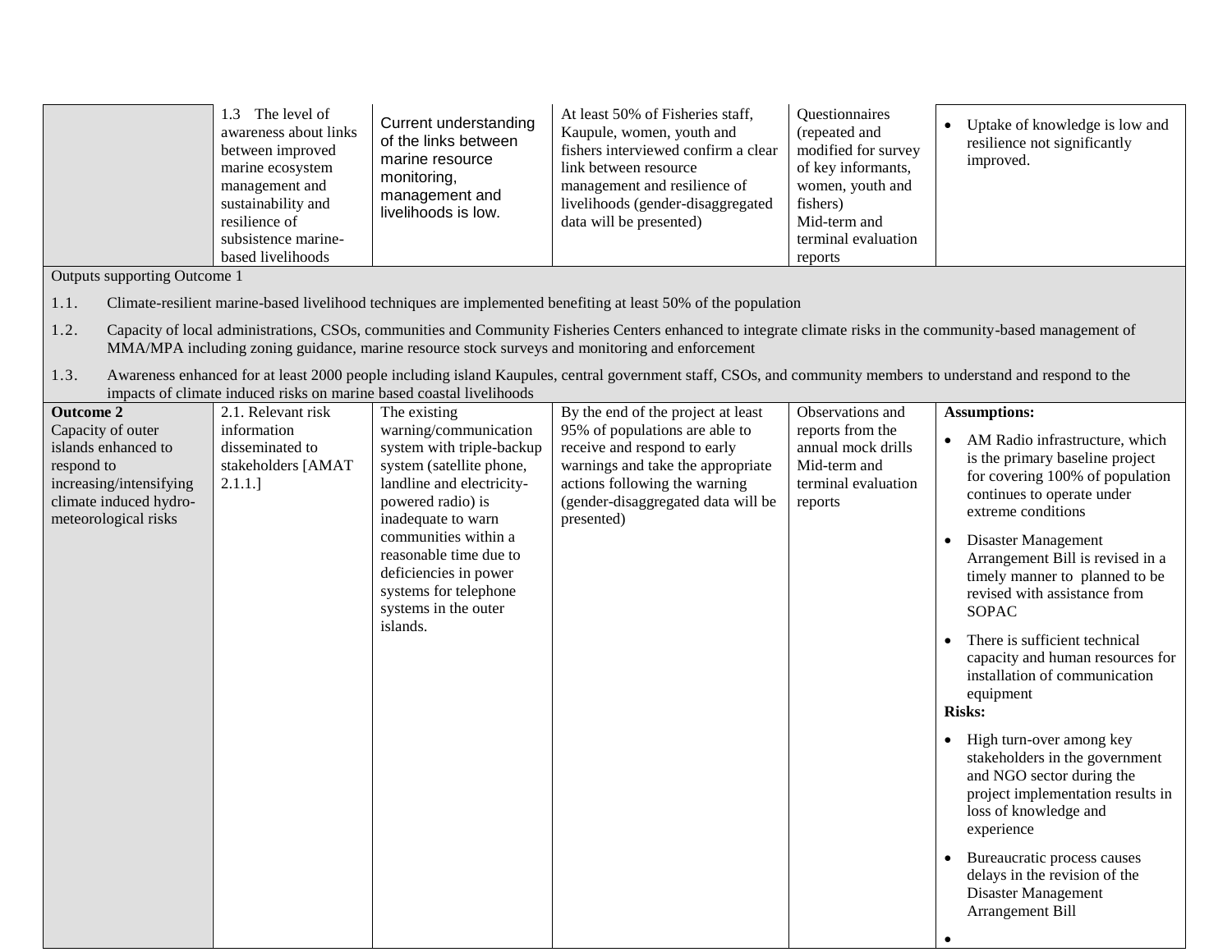| | | | | | |
|---|---|---|---|---|---|
| | 1.3 The level of awareness about links between improved marine ecosystem management and sustainability and resilience of subsistence marine-based livelihoods | Current understanding of the links between marine resource monitoring, management and livelihoods is low. | At least 50% of Fisheries staff, Kaupule, women, youth and fishers interviewed confirm a clear link between resource management and resilience of livelihoods (gender-disaggregated data will be presented) | Questionnaires (repeated and modified for survey of key informants, women, youth and fishers)<br>Mid-term and terminal evaluation reports | • Uptake of knowledge is low and resilience not significantly improved. |
| Outputs supporting Outcome 1<br><br>1.1. Climate-resilient marine-based livelihood techniques are implemented benefiting at least 50% of the population<br><br>1.2. Capacity of local administrations, CSOs, communities and Community Fisheries Centers enhanced to integrate climate risks in the community-based management of MMA/MPA including zoning guidance, marine resource stock surveys and monitoring and enforcement<br><br>1.3. Awareness enhanced for at least 2000 people including island Kaupules, central government staff, CSOs, and community members to understand and respond to the impacts of climate induced risks on marine based coastal livelihoods | | | | | |
| **Outcome 2**<br>Capacity of outer islands enhanced to respond to increasing/intensifying climate induced hydro-meteorological risks | 2.1. Relevant risk information disseminated to stakeholders [AMAT 2.1.1.] | The existing warning/communication system with triple-backup system (satellite phone, landline and electricity-powered radio) is inadequate to warn communities within a reasonable time due to deficiencies in power systems for telephone systems in the outer islands. | By the end of the project at least 95% of populations are able to receive and respond to early warnings and take the appropriate actions following the warning (gender-disaggregated data will be presented) | Observations and reports from the annual mock drills<br>Mid-term and terminal evaluation reports | **Assumptions:**<br>• AM Radio infrastructure, which is the primary baseline project for covering 100% of population continues to operate under extreme conditions<br>• Disaster Management Arrangement Bill is revised in a timely manner to planned to be revised with assistance from SOPAC<br>• There is sufficient technical capacity and human resources for installation of communication equipment<br>**Risks:**<br>• High turn-over among key stakeholders in the government and NGO sector during the project implementation results in loss of knowledge and experience<br>• Bureaucratic process causes delays in the revision of the Disaster Management Arrangement Bill<br>• |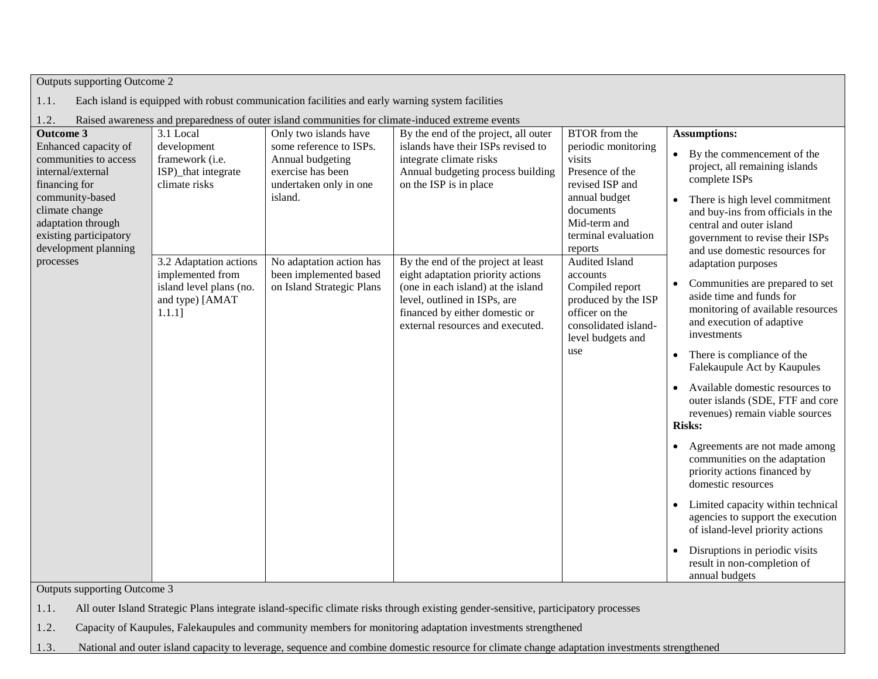Outputs supporting Outcome 2

1.1. Each island is equipped with robust communication facilities and early warning system facilities

1.2. Raised awareness and preparedness of outer island communities for climate-induced extreme events

| | | | | | |
|---|---|---|---|---|---|
| **Outcome 3** Enhanced capacity of communities to access internal/external financing for community-based climate change adaptation through existing participatory development planning processes | 3.1 Local development framework (i.e. ISP)_that integrate climate risks | Only two islands have some reference to ISPs. Annual budgeting exercise has been undertaken only in one island. | By the end of the project, all outer islands have their ISPs revised to integrate climate risks<br>Annual budgeting process building on the ISP is in place | BTOR from the periodic monitoring visits<br>Presence of the revised ISP and annual budget documents<br>Mid-term and terminal evaluation reports | **Assumptions:**<br>• By the commencement of the project, all remaining islands complete ISPs<br>• There is high level commitment and buy-ins from officials in the central and outer island government to revise their ISPs and use domestic resources for adaptation purposes<br>• Communities are prepared to set aside time and funds for monitoring of available resources and execution of adaptive investments<br>• There is compliance of the Falekaupule Act by Kaupules<br>• Available domestic resources to outer islands (SDE, FTF and core revenues) remain viable sources<br>**Risks:**<br>• Agreements are not made among communities on the adaptation priority actions financed by domestic resources<br>• Limited capacity within technical agencies to support the execution of island-level priority actions<br>• Disruptions in periodic visits result in non-completion of annual budgets |
| | 3.2 Adaptation actions implemented from island level plans (no. and type) [AMAT 1.1.1] | No adaptation action has been implemented based on Island Strategic Plans | By the end of the project at least eight adaptation priority actions (one in each island) at the island level, outlined in ISPs, are financed by either domestic or external resources and executed. | Audited Island accounts<br>Compiled report produced by the ISP officer on the consolidated island-level budgets and use | |

Outputs supporting Outcome 3

1.1. All outer Island Strategic Plans integrate island-specific climate risks through existing gender-sensitive, participatory processes

1.2. Capacity of Kaupules, Falekaupules and community members for monitoring adaptation investments strengthened

1.3. National and outer island capacity to leverage, sequence and combine domestic resource for climate change adaptation investments strengthened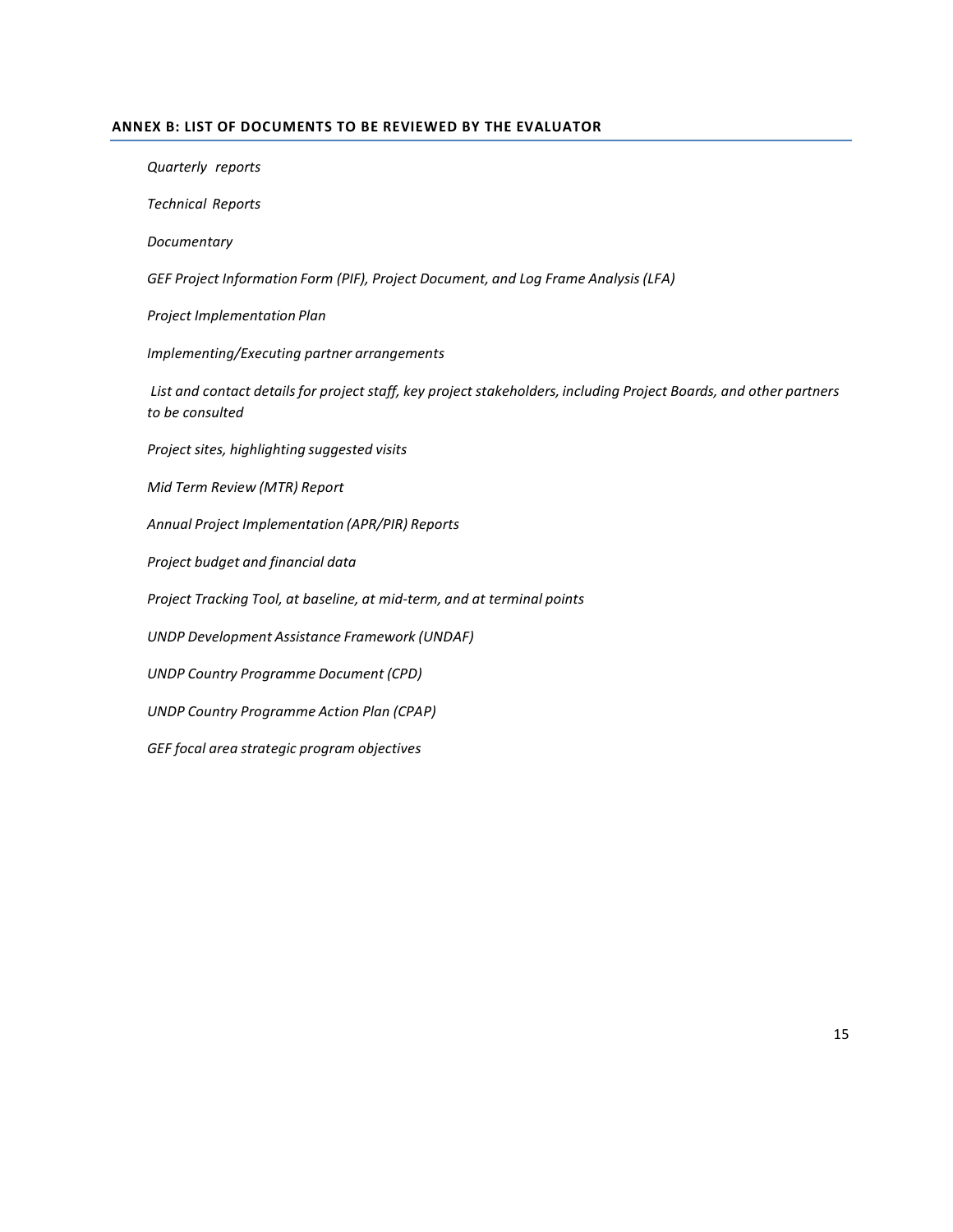## ANNEX B: LIST OF DOCUMENTS TO BE REVIEWED BY THE EVALUATOR

*Quarterly reports*

*Technical Reports*

*Documentary*

*GEF Project Information Form (PIF), Project Document, and Log Frame Analysis (LFA)*

*Project Implementation Plan*

*Implementing/Executing partner arrangements*

*List and contact details for project staff, key project stakeholders, including Project Boards, and other partners to be consulted*

*Project sites, highlighting suggested visits*

*Mid Term Review (MTR) Report*

*Annual Project Implementation (APR/PIR) Reports*

*Project budget and financial data*

*Project Tracking Tool, at baseline, at mid-term, and at terminal points*

*UNDP Development Assistance Framework (UNDAF)*

*UNDP Country Programme Document (CPD)*

*UNDP Country Programme Action Plan (CPAP)*

*GEF focal area strategic program objectives*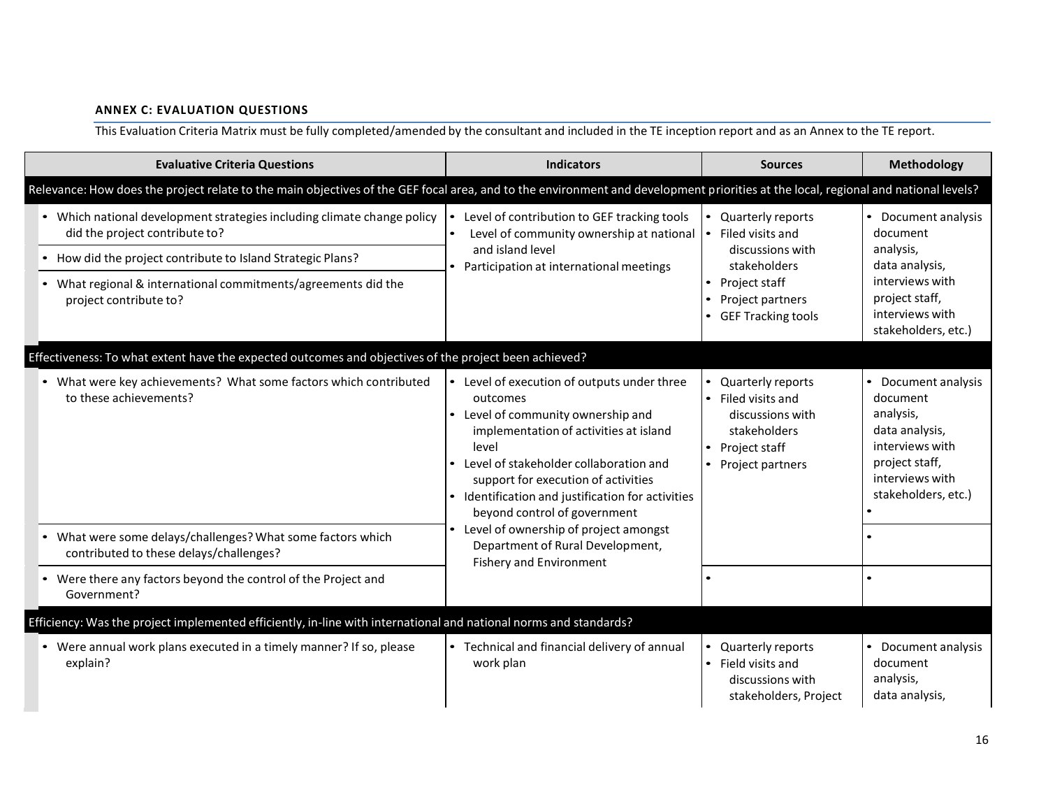**ANNEX C: EVALUATION QUESTIONS**

This Evaluation Criteria Matrix must be fully completed/amended by the consultant and included in the TE inception report and as an Annex to the TE report.

| Evaluative Criteria Questions | Indicators | Sources | Methodology |
|---|---|---|---|
| Relevance: How does the project relate to the main objectives of the GEF focal area, and to the environment and development priorities at the local, regional and national levels? | | | |
| • Which national development strategies including climate change policy did the project contribute to?<br>• How did the project contribute to Island Strategic Plans?<br>• What regional & international commitments/agreements did the project contribute to? | • Level of contribution to GEF tracking tools<br>• Level of community ownership at national and island level<br>• Participation at international meetings | • Quarterly reports<br>• Filed visits and discussions with stakeholders<br>• Project staff<br>• Project partners<br>• GEF Tracking tools | • Document analysis document analysis, data analysis, interviews with project staff, interviews with stakeholders, etc.) |
| Effectiveness: To what extent have the expected outcomes and objectives of the project been achieved? | | | |
| • What were key achievements? What some factors which contributed to these achievements? | • Level of execution of outputs under three outcomes<br>• Level of community ownership and implementation of activities at island level<br>• Level of stakeholder collaboration and support for execution of activities<br>• Identification and justification for activities beyond control of government<br>• Level of ownership of project amongst Department of Rural Development, Fishery and Environment | • Quarterly reports<br>• Filed visits and discussions with stakeholders<br>• Project staff<br>• Project partners | • Document analysis document analysis, data analysis, interviews with project staff, interviews with stakeholders, etc.)<br>• |
| • What were some delays/challenges? What some factors which contributed to these delays/challenges? | | | • |
| • Were there any factors beyond the control of the Project and Government? | | • | • |
| Efficiency: Was the project implemented efficiently, in-line with international and national norms and standards? | | | |
| • Were annual work plans executed in a timely manner? If so, please explain? | • Technical and financial delivery of annual work plan | • Quarterly reports<br>• Field visits and discussions with stakeholders, Project | • Document analysis document analysis, data analysis, |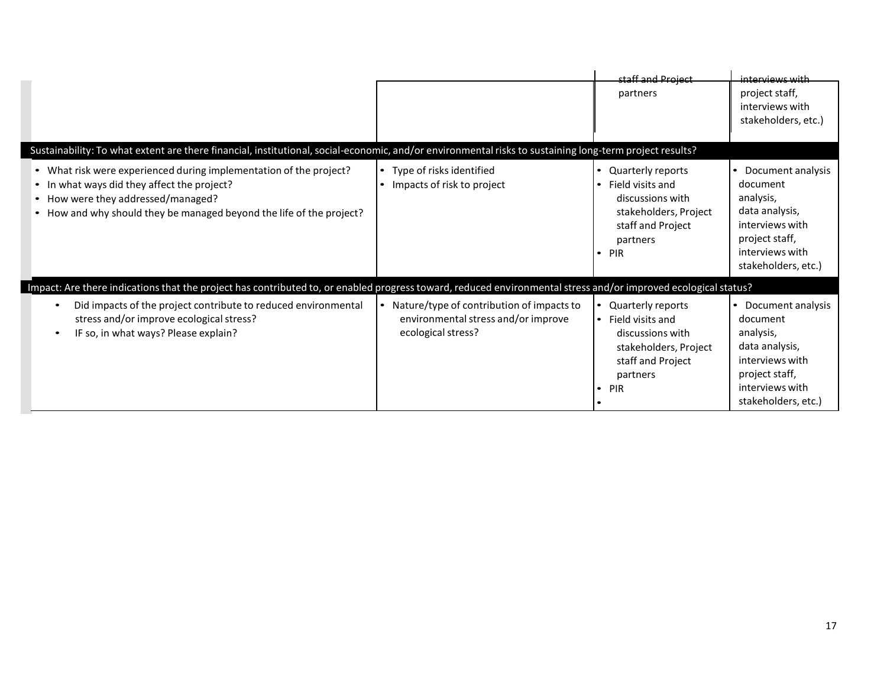| | | | |
|---|---|---|---|
| | | staff and Project partners | interviews with project staff, interviews with stakeholders, etc.) |
| **Sustainability: To what extent are there financial, institutional, social-economic, and/or environmental risks to sustaining long-term project results?** | | | |
| • What risk were experienced during implementation of the project?<br>• In what ways did they affect the project?<br>• How were they addressed/managed?<br>• How and why should they be managed beyond the life of the project? | • Type of risks identified<br>• Impacts of risk to project | • Quarterly reports<br>• Field visits and discussions with stakeholders, Project staff and Project partners<br>• PIR | • Document analysis document analysis, data analysis, interviews with project staff, interviews with stakeholders, etc.) |
| **Impact: Are there indications that the project has contributed to, or enabled progress toward, reduced environmental stress and/or improved ecological status?** | | | |
| • Did impacts of the project contribute to reduced environmental stress and/or improve ecological stress?<br>• IF so, in what ways? Please explain? | • Nature/type of contribution of impacts to environmental stress and/or improve ecological stress? | • Quarterly reports<br>• Field visits and discussions with stakeholders, Project staff and Project partners<br>• PIR<br>• | • Document analysis document analysis, data analysis, interviews with project staff, interviews with stakeholders, etc.) |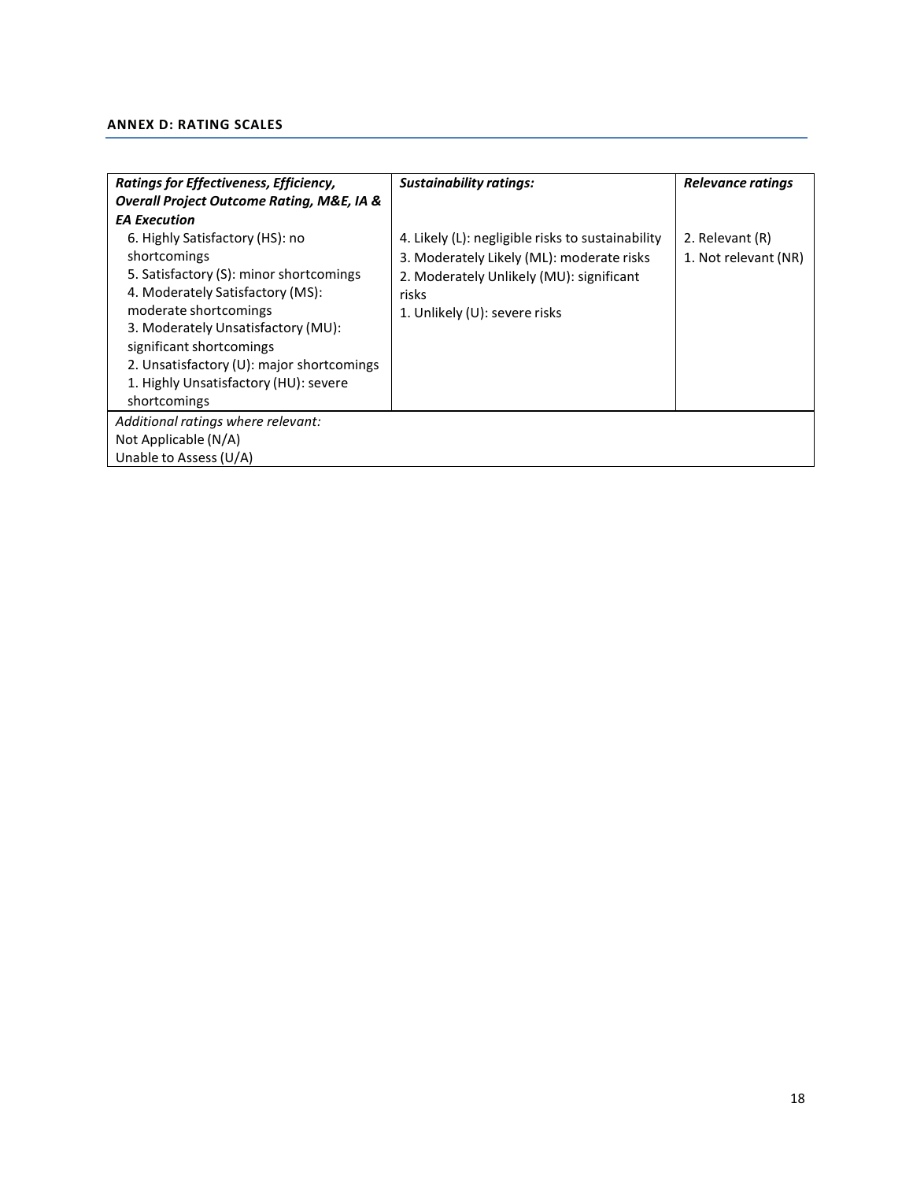#### ANNEX D: RATING SCALES

| *Ratings for Effectiveness, Efficiency, Overall Project Outcome Rating, M&E, IA & EA Execution* | *Sustainability ratings:* | *Relevance ratings* |
|---|---|---|
| 6. Highly Satisfactory (HS): no shortcomings<br>5. Satisfactory (S): minor shortcomings<br>4. Moderately Satisfactory (MS): moderate shortcomings<br>3. Moderately Unsatisfactory (MU): significant shortcomings<br>2. Unsatisfactory (U): major shortcomings<br>1. Highly Unsatisfactory (HU): severe shortcomings | 4. Likely (L): negligible risks to sustainability<br>3. Moderately Likely (ML): moderate risks<br>2. Moderately Unlikely (MU): significant risks<br>1. Unlikely (U): severe risks | 2. Relevant (R)<br>1. Not relevant (NR) |
| *Additional ratings where relevant:*<br>Not Applicable (N/A)<br>Unable to Assess (U/A) | | |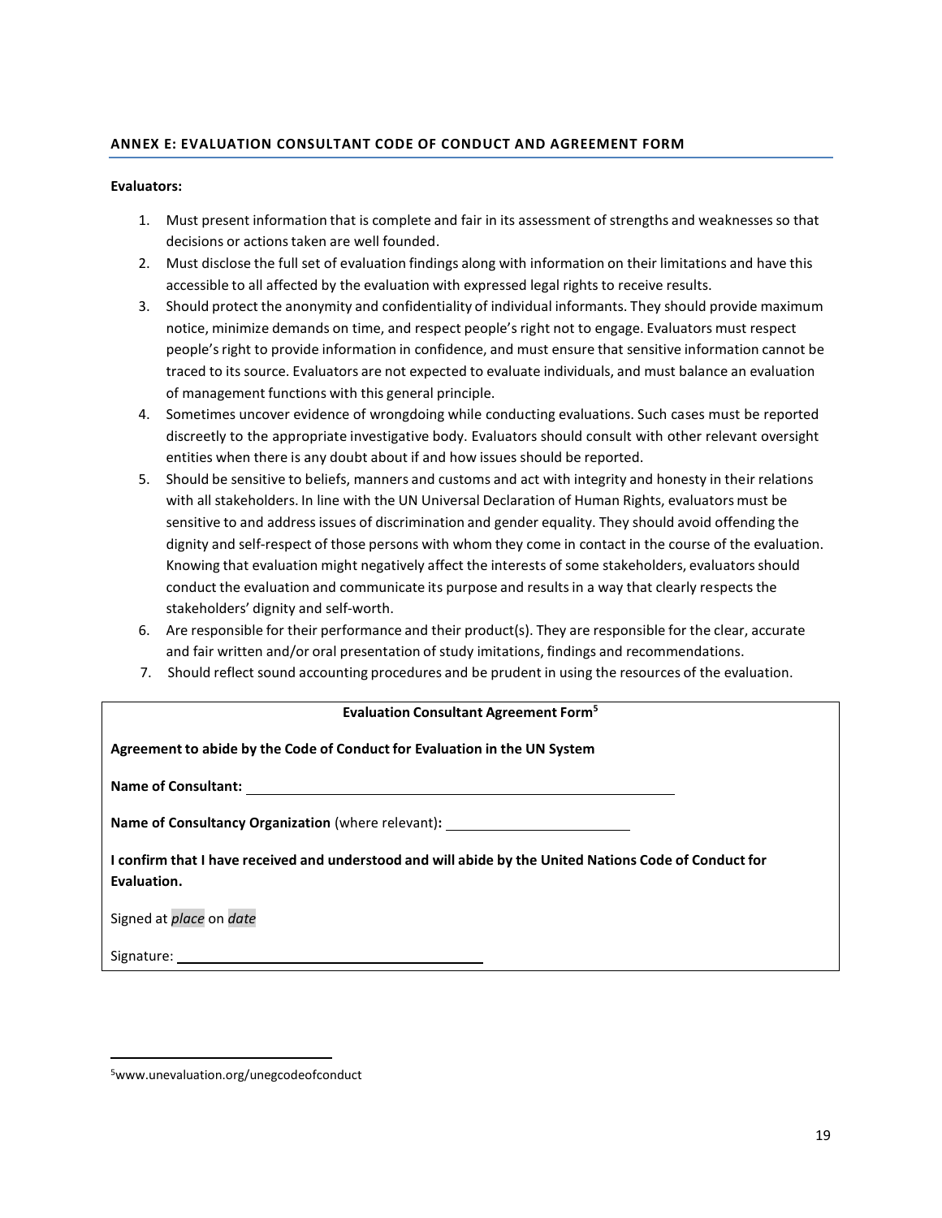## ANNEX E: EVALUATION CONSULTANT CODE OF CONDUCT AND AGREEMENT FORM

**Evaluators:**

1. Must present information that is complete and fair in its assessment of strengths and weaknesses so that decisions or actions taken are well founded.
2. Must disclose the full set of evaluation findings along with information on their limitations and have this accessible to all affected by the evaluation with expressed legal rights to receive results.
3. Should protect the anonymity and confidentiality of individual informants. They should provide maximum notice, minimize demands on time, and respect people's right not to engage. Evaluators must respect people's right to provide information in confidence, and must ensure that sensitive information cannot be traced to its source. Evaluators are not expected to evaluate individuals, and must balance an evaluation of management functions with this general principle.
4. Sometimes uncover evidence of wrongdoing while conducting evaluations. Such cases must be reported discreetly to the appropriate investigative body. Evaluators should consult with other relevant oversight entities when there is any doubt about if and how issues should be reported.
5. Should be sensitive to beliefs, manners and customs and act with integrity and honesty in their relations with all stakeholders. In line with the UN Universal Declaration of Human Rights, evaluators must be sensitive to and address issues of discrimination and gender equality. They should avoid offending the dignity and self-respect of those persons with whom they come in contact in the course of the evaluation. Knowing that evaluation might negatively affect the interests of some stakeholders, evaluators should conduct the evaluation and communicate its purpose and results in a way that clearly respects the stakeholders' dignity and self-worth.
6. Are responsible for their performance and their product(s). They are responsible for the clear, accurate and fair written and/or oral presentation of study imitations, findings and recommendations.
7. Should reflect sound accounting procedures and be prudent in using the resources of the evaluation.

**Evaluation Consultant Agreement Form**[5]

**Agreement to abide by the Code of Conduct for Evaluation in the UN System**

**Name of Consultant:** ______________________________

**Name of Consultancy Organization** (where relevant)**:** ______________________________

**I confirm that I have received and understood and will abide by the United Nations Code of Conduct for Evaluation.**

Signed at *place* on *date*

Signature: ______________________________

[5]www.unevaluation.org/unegcodeofconduct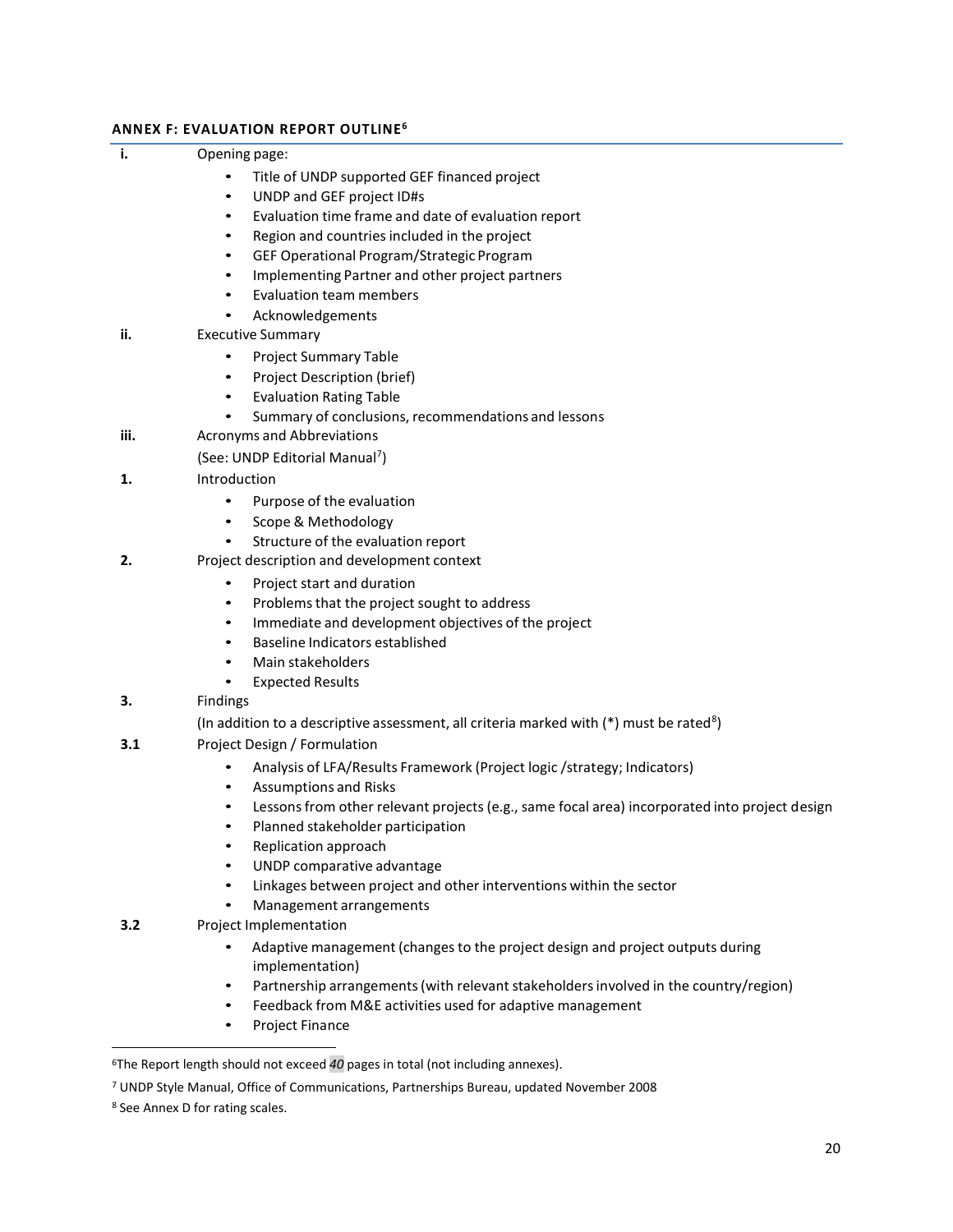### ANNEX F: EVALUATION REPORT OUTLINE[6]

**i.** Opening page:

- Title of UNDP supported GEF financed project
- UNDP and GEF project ID#s
- Evaluation time frame and date of evaluation report
- Region and countries included in the project
- GEF Operational Program/Strategic Program
- Implementing Partner and other project partners
- Evaluation team members
- Acknowledgements

**ii.** Executive Summary

- Project Summary Table
- Project Description (brief)
- Evaluation Rating Table
- Summary of conclusions, recommendations and lessons

**iii.** Acronyms and Abbreviations

(See: UNDP Editorial Manual[7])

**1.** Introduction

- Purpose of the evaluation
- Scope & Methodology
- Structure of the evaluation report

**2.** Project description and development context

- Project start and duration
- Problems that the project sought to address
- Immediate and development objectives of the project
- Baseline Indicators established
- Main stakeholders
- Expected Results

**3.** Findings

(In addition to a descriptive assessment, all criteria marked with (*) must be rated[8])

**3.1** Project Design / Formulation

- Analysis of LFA/Results Framework (Project logic /strategy; Indicators)
- Assumptions and Risks
- Lessons from other relevant projects (e.g., same focal area) incorporated into project design
- Planned stakeholder participation
- Replication approach
- UNDP comparative advantage
- Linkages between project and other interventions within the sector
- Management arrangements

**3.2** Project Implementation

- Adaptive management (changes to the project design and project outputs during implementation)
- Partnership arrangements (with relevant stakeholders involved in the country/region)
- Feedback from M&E activities used for adaptive management
- Project Finance

---

[6] The Report length should not exceed *40* pages in total (not including annexes).

[7] UNDP Style Manual, Office of Communications, Partnerships Bureau, updated November 2008

[8] See Annex D for rating scales.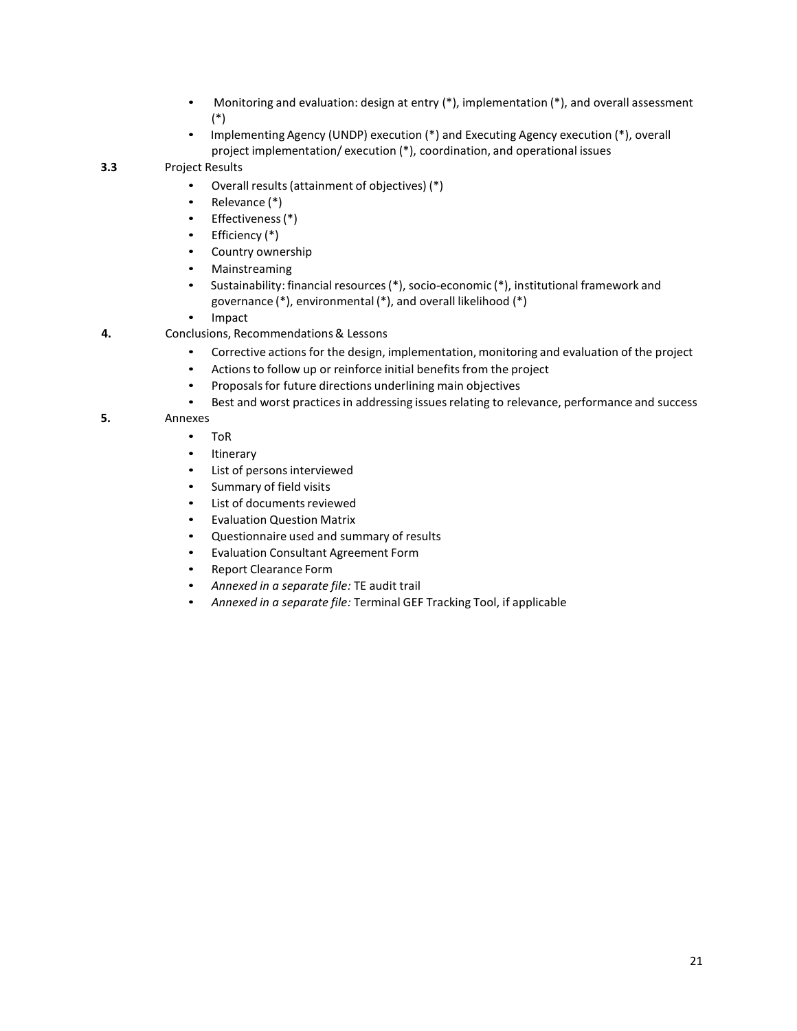- Monitoring and evaluation: design at entry (*), implementation (*), and overall assessment (*)
- Implementing Agency (UNDP) execution (*) and Executing Agency execution (*), overall project implementation/ execution (*), coordination, and operational issues

**3.3** Project Results

- Overall results (attainment of objectives) (*)
- Relevance (*)
- Effectiveness (*)
- Efficiency (*)
- Country ownership
- Mainstreaming
- Sustainability: financial resources (*), socio-economic (*), institutional framework and governance (*), environmental (*), and overall likelihood (*)
- Impact

**4.** Conclusions, Recommendations & Lessons

- Corrective actions for the design, implementation, monitoring and evaluation of the project
- Actions to follow up or reinforce initial benefits from the project
- Proposals for future directions underlining main objectives
- Best and worst practices in addressing issues relating to relevance, performance and success

**5.** Annexes

- ToR
- Itinerary
- List of persons interviewed
- Summary of field visits
- List of documents reviewed
- Evaluation Question Matrix
- Questionnaire used and summary of results
- Evaluation Consultant Agreement Form
- Report Clearance Form
- *Annexed in a separate file:* TE audit trail
- *Annexed in a separate file:* Terminal GEF Tracking Tool, if applicable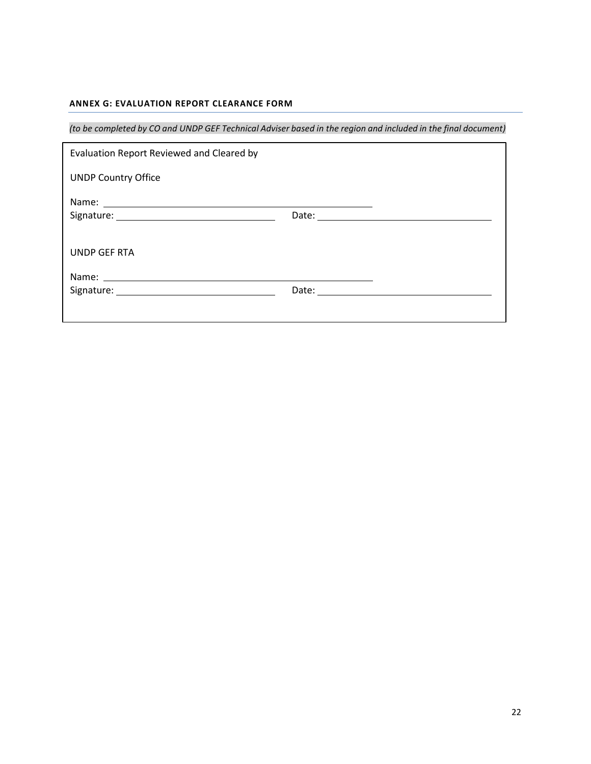#### ANNEX G: EVALUATION REPORT CLEARANCE FORM

*(to be completed by CO and UNDP GEF Technical Adviser based in the region and included in the final document)*

Evaluation Report Reviewed and Cleared by

UNDP Country Office

Name: ___________________________________________

Signature: ______________________________ Date: _________________________________

UNDP GEF RTA

Name: ___________________________________________

Signature: ______________________________ Date: _________________________________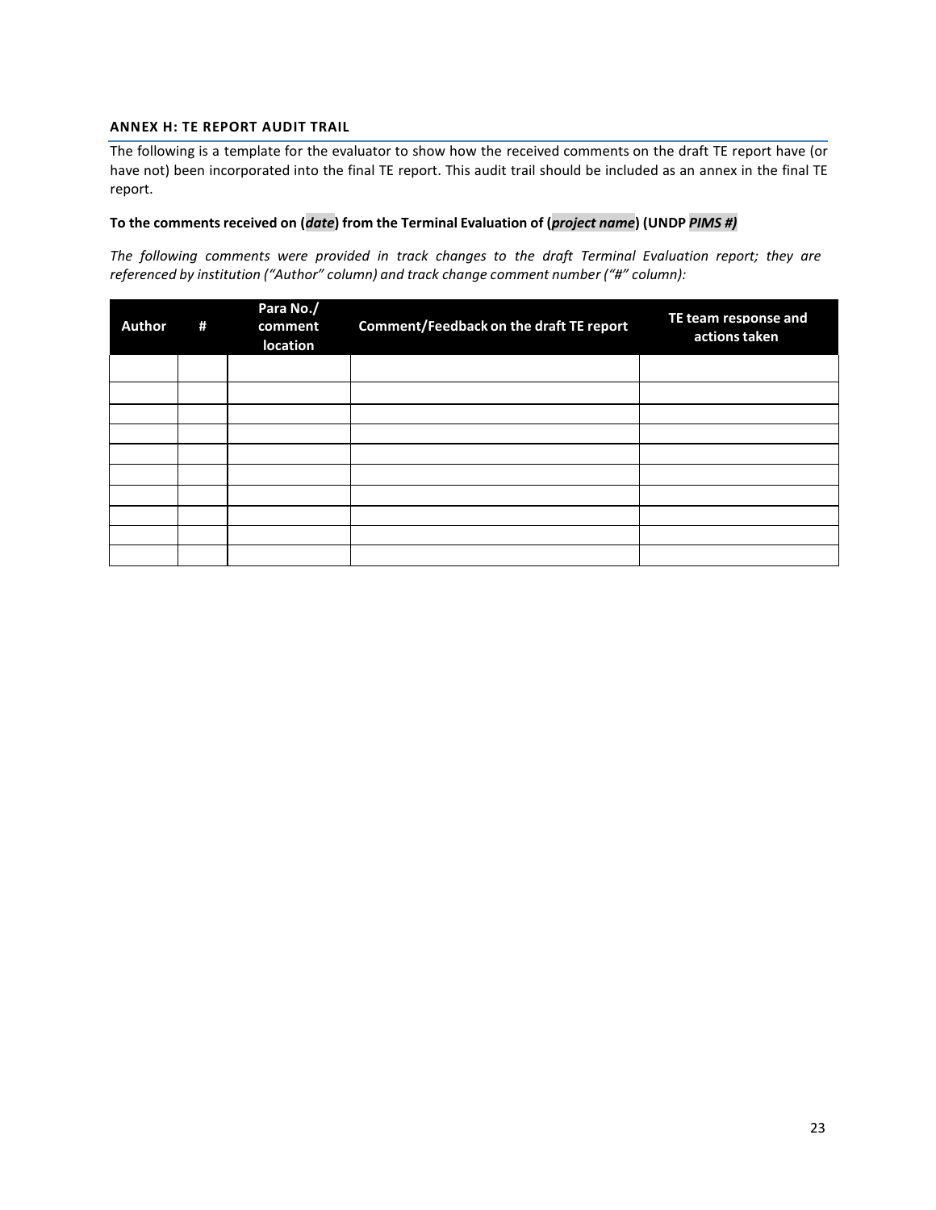### ANNEX H: TE REPORT AUDIT TRAIL

The following is a template for the evaluator to show how the received comments on the draft TE report have (or have not) been incorporated into the final TE report. This audit trail should be included as an annex in the final TE report.

**To the comments received on (*date*) from the Terminal Evaluation of (*project name*) (UNDP *PIMS #)***

*The following comments were provided in track changes to the draft Terminal Evaluation report; they are referenced by institution ("Author" column) and track change comment number ("#" column):*

| Author | # | Para No./ comment location | Comment/Feedback on the draft TE report | TE team response and actions taken |
|---|---|---|---|---|
| | | | | |
| | | | | |
| | | | | |
| | | | | |
| | | | | |
| | | | | |
| | | | | |
| | | | | |
| | | | | |
| | | | | |